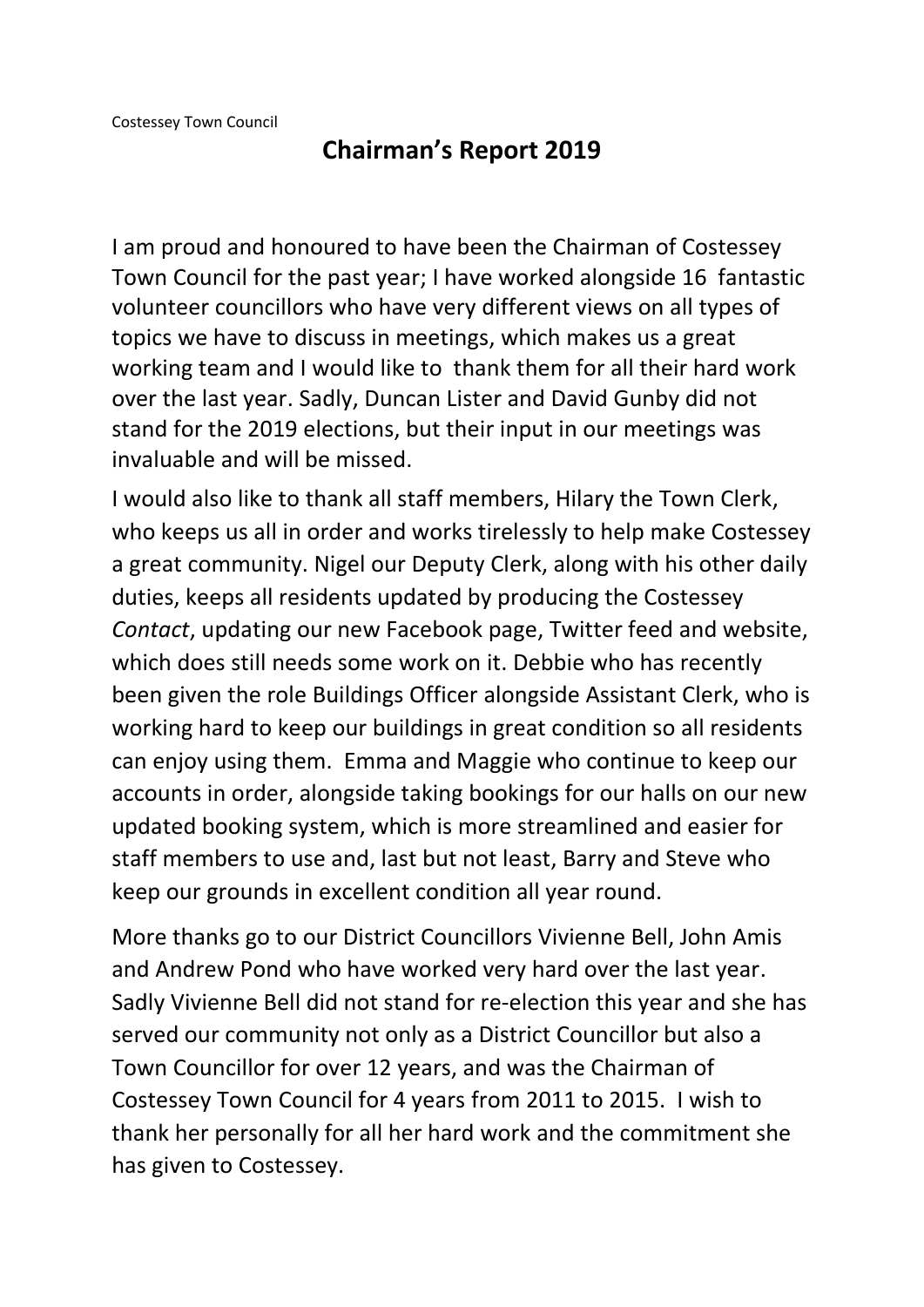Costessey Town Council

# Chairman's Report 2019

I am proud and honoured to have been the Chairman of Costessey Town Council for the past year; I have worked alongside 16 fantastic volunteer councillors who have very different views on all types of topics we have to discuss in meetings, which makes us a great working team and I would like to thank them for all their hard work over the last year. Sadly, Duncan Lister and David Gunby did not stand for the 2019 elections, but their input in our meetings was invaluable and will be missed.

I would also like to thank all staff members, Hilary the Town Clerk, who keeps us all in order and works tirelessly to help make Costessey a great community. Nigel our Deputy Clerk, along with his other daily duties, keeps all residents updated by producing the Costessey *Contact*, updating our new Facebook page, Twitter feed and website, which does still needs some work on it. Debbie who has recently been given the role Buildings Officer alongside Assistant Clerk, who is working hard to keep our buildings in great condition so all residents can enjoy using them. Emma and Maggie who continue to keep our accounts in order, alongside taking bookings for our halls on our new updated booking system, which is more streamlined and easier for staff members to use and, last but not least, Barry and Steve who keep our grounds in excellent condition all year round.

More thanks go to our District Councillors Vivienne Bell, John Amis and Andrew Pond who have worked very hard over the last year. Sadly Vivienne Bell did not stand for re-election this year and she has served our community not only as a District Councillor but also a Town Councillor for over 12 years, and was the Chairman of Costessey Town Council for 4 years from 2011 to 2015. I wish to thank her personally for all her hard work and the commitment she has given to Costessey.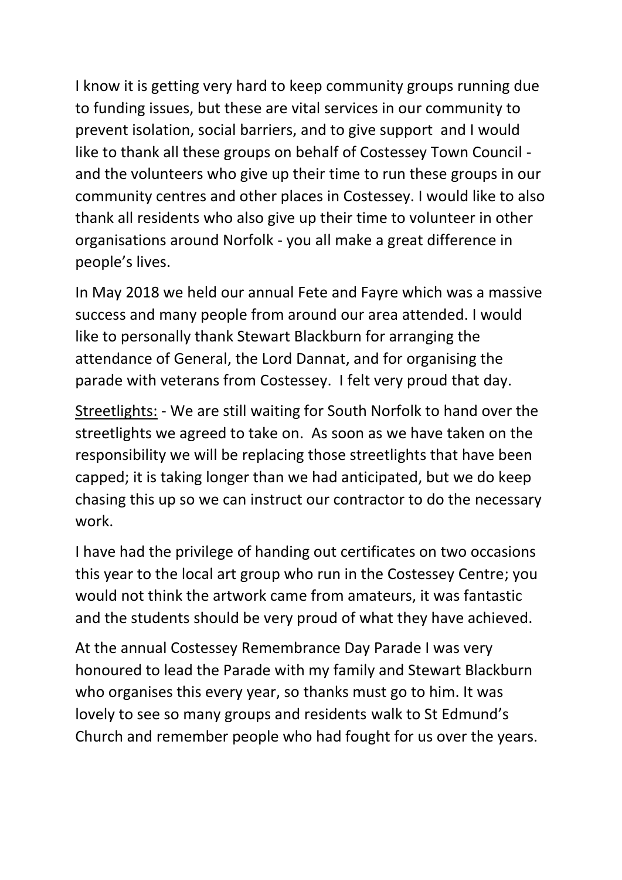I know it is getting very hard to keep community groups running due to funding issues, but these are vital services in our community to prevent isolation, social barriers, and to give support and I would like to thank all these groups on behalf of Costessey Town Council - and the volunteers who give up their time to run these groups in our community centres and other places in Costessey. I would like to also thank all residents who also give up their time to volunteer in other organisations around Norfolk - you all make a great difference in people's lives.

In May 2018 we held our annual Fete and Fayre which was a massive success and many people from around our area attended. I would like to personally thank Stewart Blackburn for arranging the attendance of General, the Lord Dannat, and for organising the parade with veterans from Costessey. I felt very proud that day.

<u>Streetlights:</u> - We are still waiting for South Norfolk to hand over the streetlights we agreed to take on. As soon as we have taken on the responsibility we will be replacing those streetlights that have been capped; it is taking longer than we had anticipated, but we do keep chasing this up so we can instruct our contractor to do the necessary work.

I have had the privilege of handing out certificates on two occasions this year to the local art group who run in the Costessey Centre; you would not think the artwork came from amateurs, it was fantastic and the students should be very proud of what they have achieved.

At the annual Costessey Remembrance Day Parade I was very honoured to lead the Parade with my family and Stewart Blackburn who organises this every year, so thanks must go to him. It was lovely to see so many groups and residents walk to St Edmund's Church and remember people who had fought for us over the years.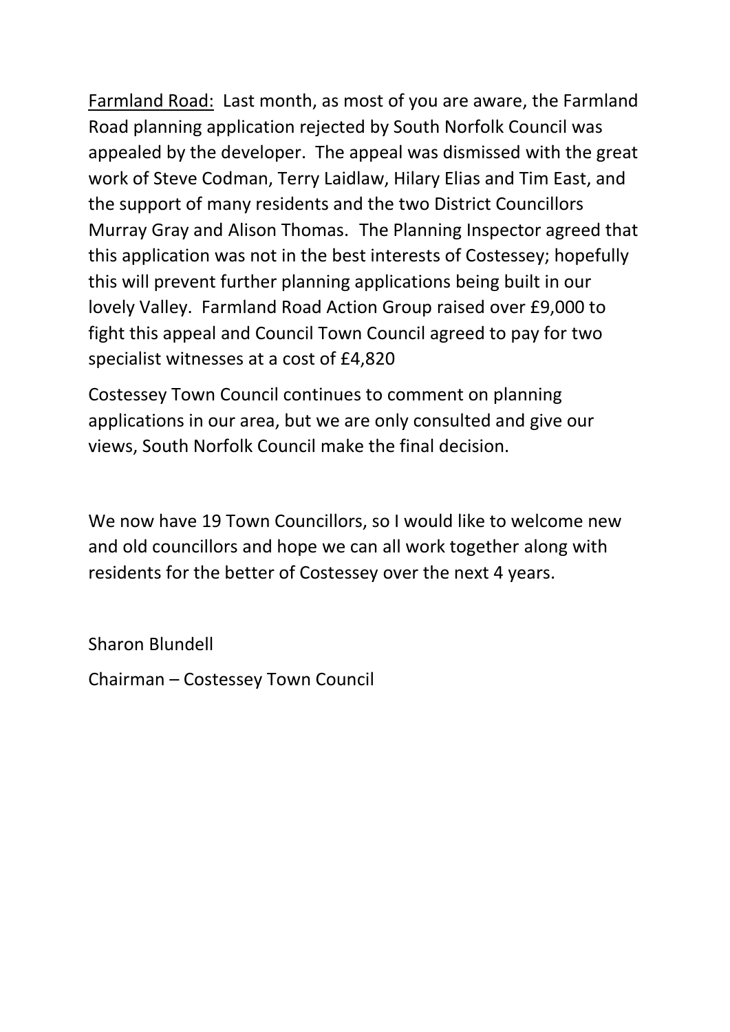<u>Farmland Road:</u> Last month, as most of you are aware, the Farmland Road planning application rejected by South Norfolk Council was appealed by the developer. The appeal was dismissed with the great work of Steve Codman, Terry Laidlaw, Hilary Elias and Tim East, and the support of many residents and the two District Councillors Murray Gray and Alison Thomas. The Planning Inspector agreed that this application was not in the best interests of Costessey; hopefully this will prevent further planning applications being built in our lovely Valley. Farmland Road Action Group raised over £9,000 to fight this appeal and Council Town Council agreed to pay for two specialist witnesses at a cost of £4,820

Costessey Town Council continues to comment on planning applications in our area, but we are only consulted and give our views, South Norfolk Council make the final decision.

We now have 19 Town Councillors, so I would like to welcome new and old councillors and hope we can all work together along with residents for the better of Costessey over the next 4 years.

Sharon Blundell

Chairman – Costessey Town Council